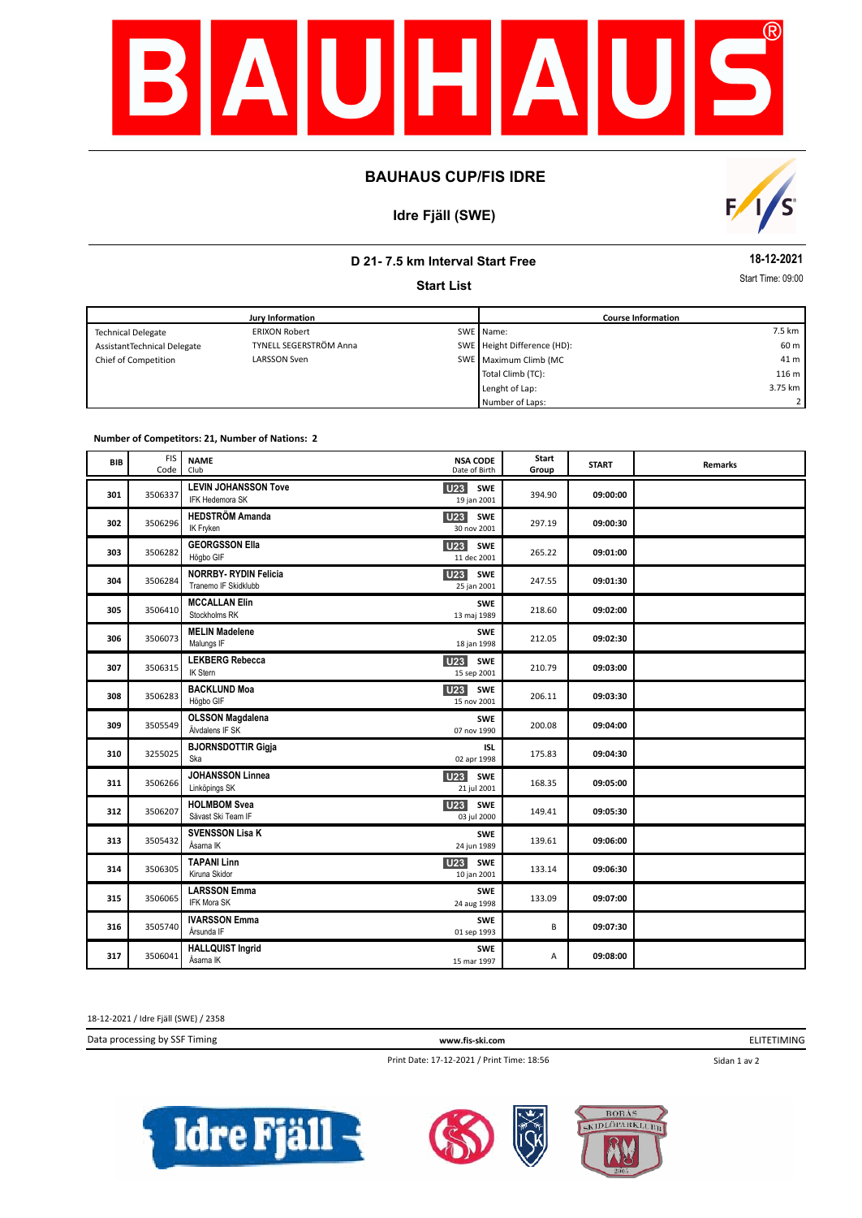# BAUHAUS CUP/FIS IDRE

## Idre Fjäll (SWE)

### D 21- 7.5 km Interval Start Free

**18-12-2021**

Start Time: 09:00

**Start List**

| Jury Information | | | Course Information | |
|---|---|---|---|---|
| Technical Delegate | ERIXON Robert | SWE | Name: | 7.5 km |
| AssistantTechnical Delegate | TYNELL SEGERSTRÖM Anna | SWE | Height Difference (HD): | 60 m |
| Chief of Competition | LARSSON Sven | SWE | Maximum Climb (MC | 41 m |
| | | | Total Climb (TC): | 116 m |
| | | | Lenght of Lap: | 3.75 km |
| | | | Number of Laps: | 2 |

**Number of Competitors: 21, Number of Nations: 2**

| BIB | FIS Code | NAME / Club | | NSA CODE / Date of Birth | Start Group | START | Remarks |
|---|---|---|---|---|---|---|---|
| 301 | 3506337 | LEVIN JOHANSSON Tove / IFK Hedemora SK | U23 | SWE / 19 jan 2001 | 394.90 | 09:00:00 | |
| 302 | 3506296 | HEDSTRÖM Amanda / IK Fryken | U23 | SWE / 30 nov 2001 | 297.19 | 09:00:30 | |
| 303 | 3506282 | GEORGSSON Ella / Högbo GIF | U23 | SWE / 11 dec 2001 | 265.22 | 09:01:00 | |
| 304 | 3506284 | NORRBY- RYDIN Felicia / Tranemo IF Skidklubb | U23 | SWE / 25 jan 2001 | 247.55 | 09:01:30 | |
| 305 | 3506410 | MCCALLAN Elin / Stockholms RK | | SWE / 13 maj 1989 | 218.60 | 09:02:00 | |
| 306 | 3506073 | MELIN Madelene / Malungs IF | | SWE / 18 jan 1998 | 212.05 | 09:02:30 | |
| 307 | 3506315 | LEKBERG Rebecca / IK Stern | U23 | SWE / 15 sep 2001 | 210.79 | 09:03:00 | |
| 308 | 3506283 | BACKLUND Moa / Högbo GIF | U23 | SWE / 15 nov 2001 | 206.11 | 09:03:30 | |
| 309 | 3505549 | OLSSON Magdalena / Älvdalens IF SK | | SWE / 07 nov 1990 | 200.08 | 09:04:00 | |
| 310 | 3255025 | BJORNSDOTTIR Gigja / Ska | | ISL / 02 apr 1998 | 175.83 | 09:04:30 | |
| 311 | 3506266 | JOHANSSON Linnea / Linköpings SK | U23 | SWE / 21 jul 2001 | 168.35 | 09:05:00 | |
| 312 | 3506207 | HOLMBOM Svea / Sävast Ski Team IF | U23 | SWE / 03 jul 2000 | 149.41 | 09:05:30 | |
| 313 | 3505432 | SVENSSON Lisa K / Åsarna IK | | SWE / 24 jun 1989 | 139.61 | 09:06:00 | |
| 314 | 3506305 | TAPANI Linn / Kiruna Skidor | U23 | SWE / 10 jan 2001 | 133.14 | 09:06:30 | |
| 315 | 3506065 | LARSSON Emma / IFK Mora SK | | SWE / 24 aug 1998 | 133.09 | 09:07:00 | |
| 316 | 3505740 | IVARSSON Emma / Årsunda IF | | SWE / 01 sep 1993 | B | 09:07:30 | |
| 317 | 3506041 | HALLQUIST Ingrid / Åsarna IK | | SWE / 15 mar 1997 | A | 09:08:00 | |

18-12-2021 / Idre Fjäll (SWE) / 2358

Data processing by SSF Timing

www.fis-ski.com

ELITETIMING

Print Date: 17-12-2021 / Print Time: 18:56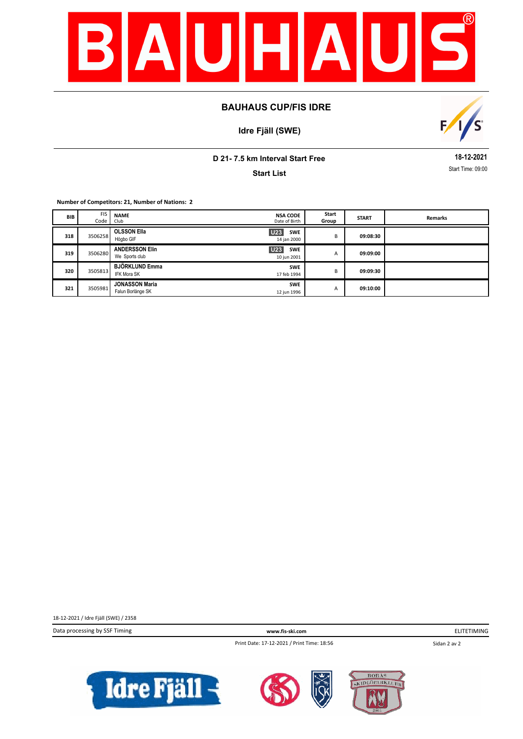# BAUHAUS CUP/FIS IDRE

## Idre Fjäll (SWE)

### D 21- 7.5 km Interval Start Free

**Start List**

**18-12-2021**

Start Time: 09:00

**Number of Competitors: 21, Number of Nations: 2**

| BIB | FIS Code | NAME Club | NSA CODE Date of Birth | Start Group | START | Remarks |
|---|---|---|---|---|---|---|
| 318 | 3506258 | **OLSSON Ella** Högbo GIF | U23 **SWE** 14 jan 2000 | B | **09:08:30** | |
| 319 | 3506280 | **ANDERSSON Elin** We Sports club | U23 **SWE** 10 jun 2001 | A | **09:09:00** | |
| 320 | 3505813 | **BJÖRKLUND Emma** IFK Mora SK | **SWE** 17 feb 1994 | B | **09:09:30** | |
| 321 | 3505981 | **JONASSON Maria** Falun Borlänge SK | **SWE** 12 jun 1996 | A | **09:10:00** | |

18-12-2021 / Idre Fjäll (SWE) / 2358

Data processing by SSF Timing | www.fis-ski.com | ELITETIMING

Print Date: 17-12-2021 / Print Time: 18:56